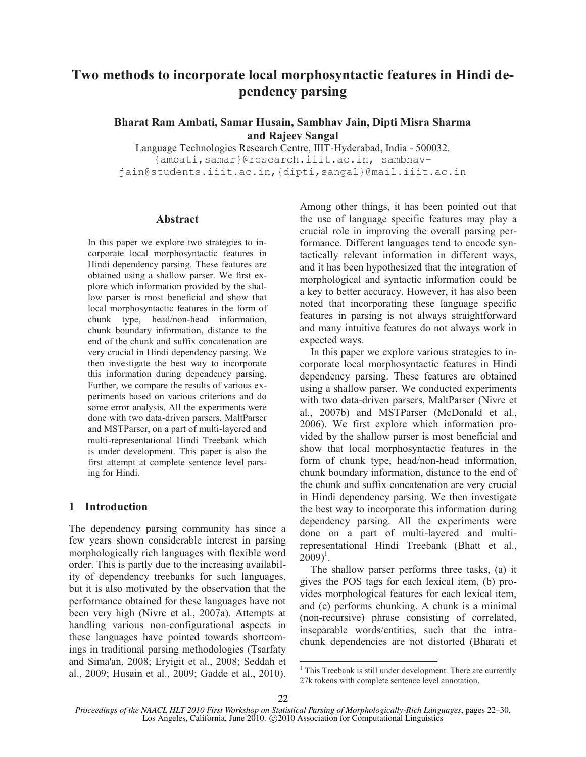# Two methods to incorporate local morphosyntactic features in Hindi dependency parsing

**Bharat Ram Ambati, Samar Husain, Sambhav Jain, Dipti Misra Sharma and Rajeev Sangal**

Language Technologies Research Centre, IIIT-Hyderabad, India - 500032.

{ambati,samar}@research.iiit.ac.in, sambhav-jain@students.iiit.ac.in,{dipti,sangal}@mail.iiit.ac.in

## Abstract

In this paper we explore two strategies to incorporate local morphosyntactic features in Hindi dependency parsing. These features are obtained using a shallow parser. We first explore which information provided by the shallow parser is most beneficial and show that local morphosyntactic features in the form of chunk type, head/non-head information, chunk boundary information, distance to the end of the chunk and suffix concatenation are very crucial in Hindi dependency parsing. We then investigate the best way to incorporate this information during dependency parsing. Further, we compare the results of various experiments based on various criterions and do some error analysis. All the experiments were done with two data-driven parsers, MaltParser and MSTParser, on a part of multi-layered and multi-representational Hindi Treebank which is under development. This paper is also the first attempt at complete sentence level parsing for Hindi.

## 1 Introduction

The dependency parsing community has since a few years shown considerable interest in parsing morphologically rich languages with flexible word order. This is partly due to the increasing availability of dependency treebanks for such languages, but it is also motivated by the observation that the performance obtained for these languages have not been very high (Nivre et al., 2007a). Attempts at handling various non-configurational aspects in these languages have pointed towards shortcomings in traditional parsing methodologies (Tsarfaty and Sima'an, 2008; Eryigit et al., 2008; Seddah et al., 2009; Husain et al., 2009; Gadde et al., 2010). Among other things, it has been pointed out that the use of language specific features may play a crucial role in improving the overall parsing performance. Different languages tend to encode syntactically relevant information in different ways, and it has been hypothesized that the integration of morphological and syntactic information could be a key to better accuracy. However, it has also been noted that incorporating these language specific features in parsing is not always straightforward and many intuitive features do not always work in expected ways.

In this paper we explore various strategies to incorporate local morphosyntactic features in Hindi dependency parsing. These features are obtained using a shallow parser. We conducted experiments with two data-driven parsers, MaltParser (Nivre et al., 2007b) and MSTParser (McDonald et al., 2006). We first explore which information provided by the shallow parser is most beneficial and show that local morphosyntactic features in the form of chunk type, head/non-head information, chunk boundary information, distance to the end of the chunk and suffix concatenation are very crucial in Hindi dependency parsing. We then investigate the best way to incorporate this information during dependency parsing. All the experiments were done on a part of multi-layered and multi-representational Hindi Treebank (Bhatt et al., 2009)[1].

The shallow parser performs three tasks, (a) it gives the POS tags for each lexical item, (b) provides morphological features for each lexical item, and (c) performs chunking. A chunk is a minimal (non-recursive) phrase consisting of correlated, inseparable words/entities, such that the intra-chunk dependencies are not distorted (Bharati et

[1] This Treebank is still under development. There are currently 27k tokens with complete sentence level annotation.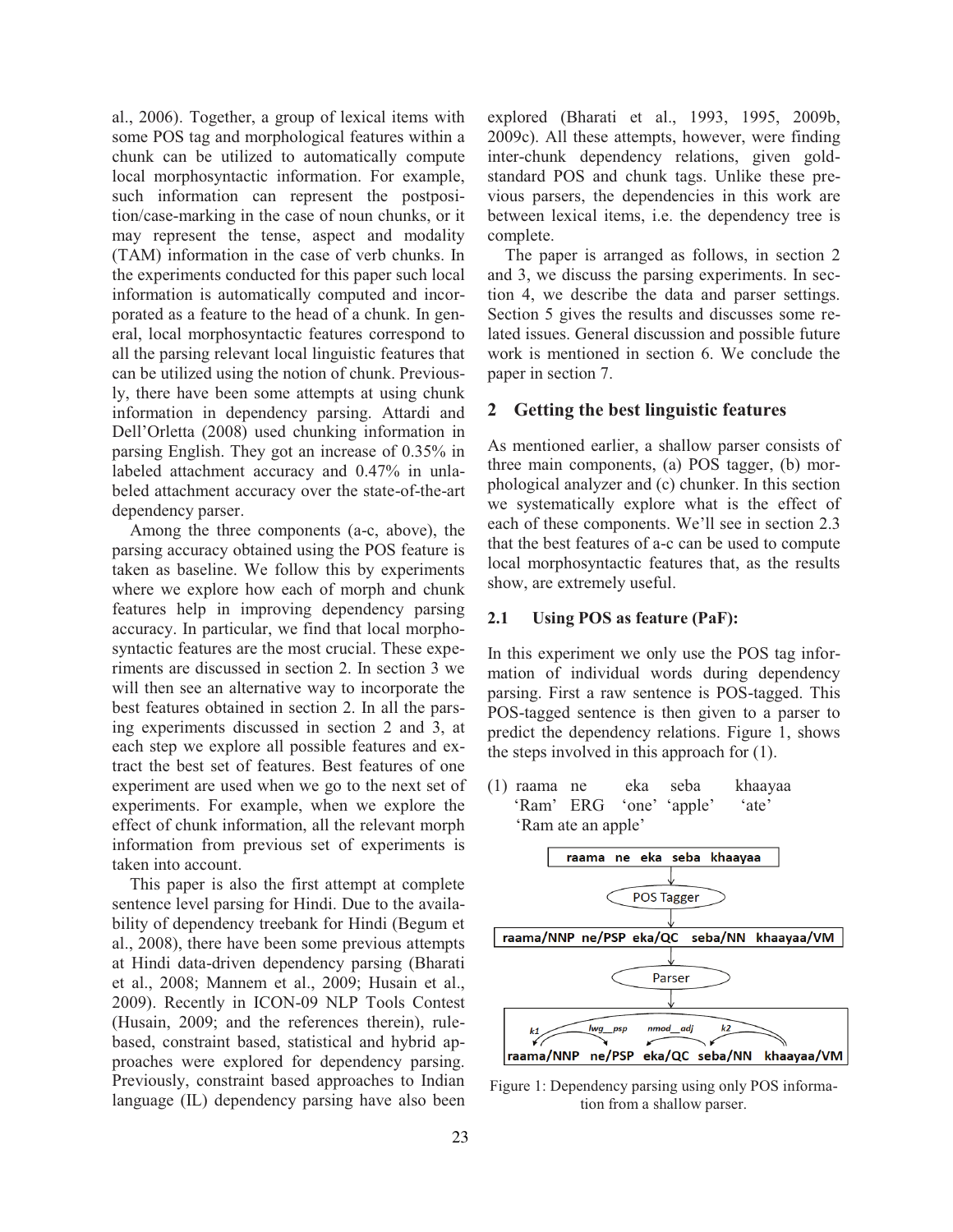al., 2006). Together, a group of lexical items with some POS tag and morphological features within a chunk can be utilized to automatically compute local morphosyntactic information. For example, such information can represent the postposition/case-marking in the case of noun chunks, or it may represent the tense, aspect and modality (TAM) information in the case of verb chunks. In the experiments conducted for this paper such local information is automatically computed and incorporated as a feature to the head of a chunk. In general, local morphosyntactic features correspond to all the parsing relevant local linguistic features that can be utilized using the notion of chunk. Previously, there have been some attempts at using chunk information in dependency parsing. Attardi and Dell'Orletta (2008) used chunking information in parsing English. They got an increase of 0.35% in labeled attachment accuracy and 0.47% in unlabeled attachment accuracy over the state-of-the-art dependency parser.

Among the three components (a-c, above), the parsing accuracy obtained using the POS feature is taken as baseline. We follow this by experiments where we explore how each of morph and chunk features help in improving dependency parsing accuracy. In particular, we find that local morphosyntactic features are the most crucial. These experiments are discussed in section 2. In section 3 we will then see an alternative way to incorporate the best features obtained in section 2. In all the parsing experiments discussed in section 2 and 3, at each step we explore all possible features and extract the best set of features. Best features of one experiment are used when we go to the next set of experiments. For example, when we explore the effect of chunk information, all the relevant morph information from previous set of experiments is taken into account.

This paper is also the first attempt at complete sentence level parsing for Hindi. Due to the availability of dependency treebank for Hindi (Begum et al., 2008), there have been some previous attempts at Hindi data-driven dependency parsing (Bharati et al., 2008; Mannem et al., 2009; Husain et al., 2009). Recently in ICON-09 NLP Tools Contest (Husain, 2009; and the references therein), rule-based, constraint based, statistical and hybrid approaches were explored for dependency parsing. Previously, constraint based approaches to Indian language (IL) dependency parsing have also been explored (Bharati et al., 1993, 1995, 2009b, 2009c). All these attempts, however, were finding inter-chunk dependency relations, given gold-standard POS and chunk tags. Unlike these previous parsers, the dependencies in this work are between lexical items, i.e. the dependency tree is complete.

The paper is arranged as follows, in section 2 and 3, we discuss the parsing experiments. In section 4, we describe the data and parser settings. Section 5 gives the results and discusses some related issues. General discussion and possible future work is mentioned in section 6. We conclude the paper in section 7.

## 2 Getting the best linguistic features

As mentioned earlier, a shallow parser consists of three main components, (a) POS tagger, (b) morphological analyzer and (c) chunker. In this section we systematically explore what is the effect of each of these components. We'll see in section 2.3 that the best features of a-c can be used to compute local morphosyntactic features that, as the results show, are extremely useful.

### 2.1 Using POS as feature (PaF):

In this experiment we only use the POS tag information of individual words during dependency parsing. First a raw sentence is POS-tagged. This POS-tagged sentence is then given to a parser to predict the dependency relations. Figure 1, shows the steps involved in this approach for (1).

(1) raama ne eka seba khaayaa
'Ram' ERG 'one' 'apple' 'ate'
'Ram ate an apple'

raama ne eka seba khaayaa
↓
POS Tagger
↓
raama/NNP ne/PSP eka/QC seba/NN khaayaa/VM
↓
Parser
↓
k1, lwg__psp, nmod__adj, k2
raama/NNP ne/PSP eka/QC seba/NN khaayaa/VM

Figure 1: Dependency parsing using only POS information from a shallow parser.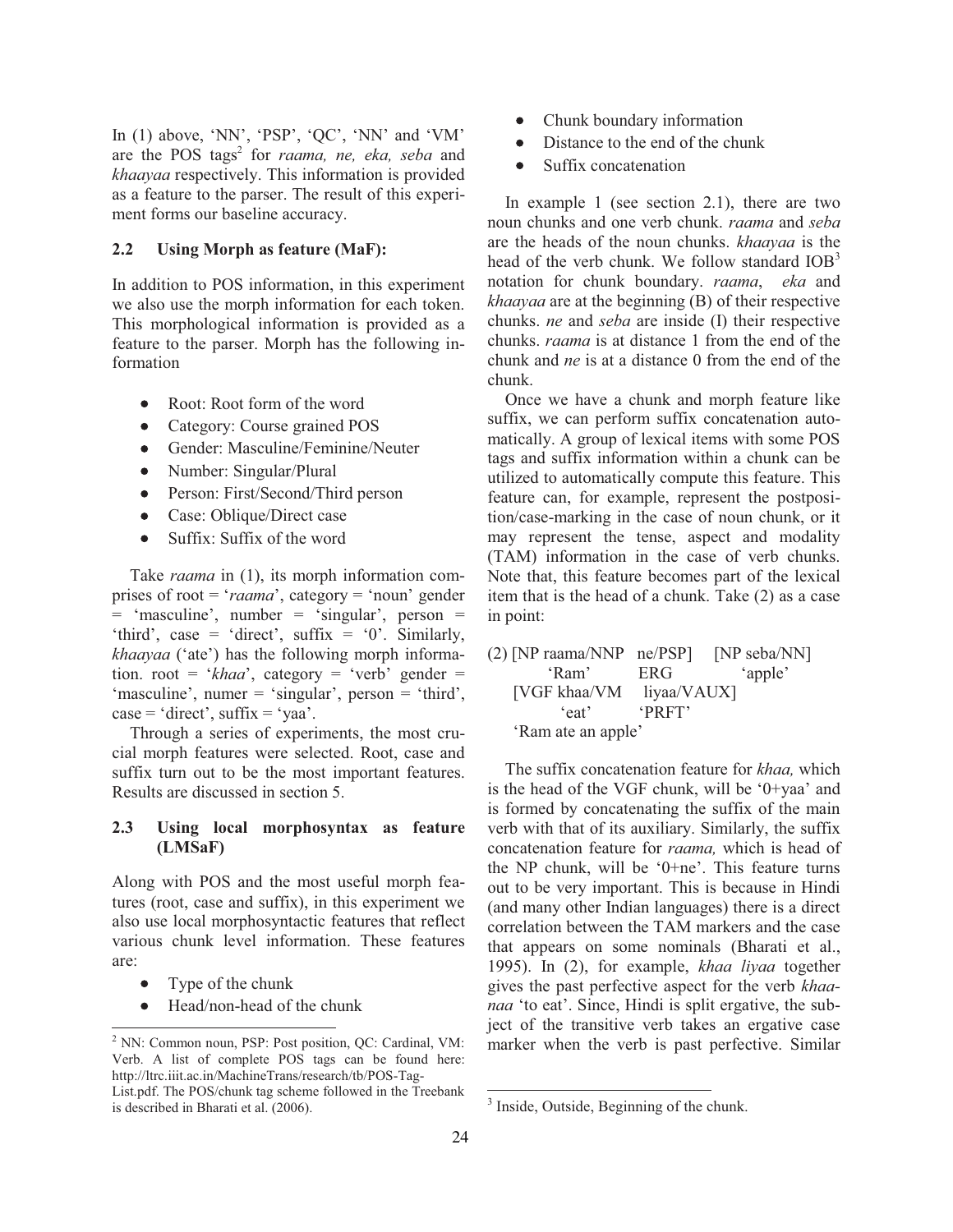In (1) above, 'NN', 'PSP', 'QC', 'NN' and 'VM' are the POS tags[2] for *raama, ne, eka, seba* and *khaayaa* respectively. This information is provided as a feature to the parser. The result of this experiment forms our baseline accuracy.

## 2.2 Using Morph as feature (MaF):

In addition to POS information, in this experiment we also use the morph information for each token. This morphological information is provided as a feature to the parser. Morph has the following information

- Root: Root form of the word
- Category: Course grained POS
- Gender: Masculine/Feminine/Neuter
- Number: Singular/Plural
- Person: First/Second/Third person
- Case: Oblique/Direct case
- Suffix: Suffix of the word

Take *raama* in (1), its morph information comprises of root = '*raama*', category = 'noun' gender = 'masculine', number = 'singular', person = 'third', case = 'direct', suffix = '0'. Similarly, *khaayaa* ('ate') has the following morph information. root = '*khaa*', category = 'verb' gender = 'masculine', numer = 'singular', person = 'third', case = 'direct', suffix = 'yaa'.

Through a series of experiments, the most crucial morph features were selected. Root, case and suffix turn out to be the most important features. Results are discussed in section 5.

## 2.3 Using local morphosyntax as feature (LMSaF)

Along with POS and the most useful morph features (root, case and suffix), in this experiment we also use local morphosyntactic features that reflect various chunk level information. These features are:

- Type of the chunk
- Head/non-head of the chunk
- Chunk boundary information
- Distance to the end of the chunk
- Suffix concatenation

In example 1 (see section 2.1), there are two noun chunks and one verb chunk. *raama* and *seba* are the heads of the noun chunks. *khaayaa* is the head of the verb chunk. We follow standard IOB[3] notation for chunk boundary. *raama*, *eka* and *khaayaa* are at the beginning (B) of their respective chunks. *ne* and *seba* are inside (I) their respective chunks. *raama* is at distance 1 from the end of the chunk and *ne* is at a distance 0 from the end of the chunk.

Once we have a chunk and morph feature like suffix, we can perform suffix concatenation automatically. A group of lexical items with some POS tags and suffix information within a chunk can be utilized to automatically compute this feature. This feature can, for example, represent the postposition/case-marking in the case of noun chunk, or it may represent the tense, aspect and modality (TAM) information in the case of verb chunks. Note that, this feature becomes part of the lexical item that is the head of a chunk. Take (2) as a case in point:

```
(2) [NP raama/NNP   ne/PSP]    [NP seba/NN]
        'Ram'       ERG            'apple'
    [VGF khaa/VM    liyaa/VAUX]
         'eat'       'PRFT'
    'Ram ate an apple'
```

The suffix concatenation feature for *khaa,* which is the head of the VGF chunk, will be '0+yaa' and is formed by concatenating the suffix of the main verb with that of its auxiliary. Similarly, the suffix concatenation feature for *raama,* which is head of the NP chunk, will be '0+ne'. This feature turns out to be very important. This is because in Hindi (and many other Indian languages) there is a direct correlation between the TAM markers and the case that appears on some nominals (Bharati et al., 1995). In (2), for example, *khaa liyaa* together gives the past perfective aspect for the verb *khaanaa* 'to eat'. Since, Hindi is split ergative, the subject of the transitive verb takes an ergative case marker when the verb is past perfective. Similar

---

[2] NN: Common noun, PSP: Post position, QC: Cardinal, VM: Verb. A list of complete POS tags can be found here: http://ltrc.iiit.ac.in/MachineTrans/research/tb/POS-Tag-List.pdf. The POS/chunk tag scheme followed in the Treebank is described in Bharati et al. (2006).

[3] Inside, Outside, Beginning of the chunk.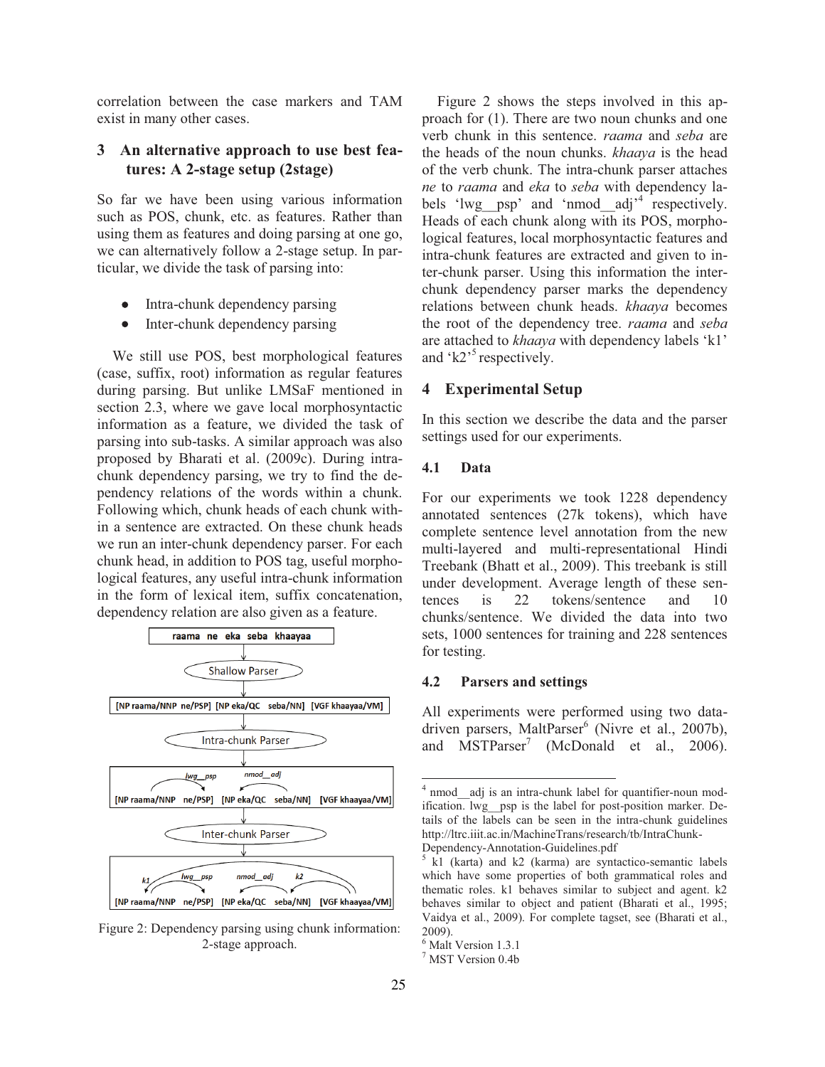correlation between the case markers and TAM exist in many other cases.

## 3 An alternative approach to use best features: A 2-stage setup (2stage)

So far we have been using various information such as POS, chunk, etc. as features. Rather than using them as features and doing parsing at one go, we can alternatively follow a 2-stage setup. In particular, we divide the task of parsing into:

- Intra-chunk dependency parsing
- Inter-chunk dependency parsing

We still use POS, best morphological features (case, suffix, root) information as regular features during parsing. But unlike LMSaF mentioned in section 2.3, where we gave local morphosyntactic information as a feature, we divided the task of parsing into sub-tasks. A similar approach was also proposed by Bharati et al. (2009c). During intra-chunk dependency parsing, we try to find the dependency relations of the words within a chunk. Following which, chunk heads of each chunk within a sentence are extracted. On these chunk heads we run an inter-chunk dependency parser. For each chunk head, in addition to POS tag, useful morphological features, any useful intra-chunk information in the form of lexical item, suffix concatenation, dependency relation are also given as a feature.

```
raama ne eka seba khaayaa
        |
  Shallow Parser
        |
[NP raama/NNP ne/PSP] [NP eka/QC seba/NN] [VGF khaayaa/VM]
        |
  Intra-chunk Parser
        |
[NP raama/NNP ne/PSP] [NP eka/QC seba/NN] [VGF khaayaa/VM]
   (lwg__psp)           (nmod__adj)
        |
  Inter-chunk Parser
        |
[NP raama/NNP ne/PSP] [NP eka/QC seba/NN] [VGF khaayaa/VM]
   (k1, lwg__psp, nmod__adj, k2)
```

Figure 2: Dependency parsing using chunk information: 2-stage approach.

Figure 2 shows the steps involved in this approach for (1). There are two noun chunks and one verb chunk in this sentence. *raama* and *seba* are the heads of the noun chunks. *khaaya* is the head of the verb chunk. The intra-chunk parser attaches *ne* to *raama* and *eka* to *seba* with dependency labels 'lwg__psp' and 'nmod__adj'[4] respectively. Heads of each chunk along with its POS, morphological features, local morphosyntactic features and intra-chunk features are extracted and given to inter-chunk parser. Using this information the inter-chunk dependency parser marks the dependency relations between chunk heads. *khaaya* becomes the root of the dependency tree. *raama* and *seba* are attached to *khaaya* with dependency labels 'k1' and 'k2'[5] respectively.

## 4 Experimental Setup

In this section we describe the data and the parser settings used for our experiments.

### 4.1 Data

For our experiments we took 1228 dependency annotated sentences (27k tokens), which have complete sentence level annotation from the new multi-layered and multi-representational Hindi Treebank (Bhatt et al., 2009). This treebank is still under development. Average length of these sentences is 22 tokens/sentence and 10 chunks/sentence. We divided the data into two sets, 1000 sentences for training and 228 sentences for testing.

### 4.2 Parsers and settings

All experiments were performed using two data-driven parsers, MaltParser[6] (Nivre et al., 2007b), and MSTParser[7] (McDonald et al., 2006).

---

[4] nmod__adj is an intra-chunk label for quantifier-noun modification. lwg__psp is the label for post-position marker. Details of the labels can be seen in the intra-chunk guidelines http://ltrc.iiit.ac.in/MachineTrans/research/tb/IntraChunk-Dependency-Annotation-Guidelines.pdf

[5] k1 (karta) and k2 (karma) are syntactico-semantic labels which have some properties of both grammatical roles and thematic roles. k1 behaves similar to subject and agent. k2 behaves similar to object and patient (Bharati et al., 1995; Vaidya et al., 2009). For complete tagset, see (Bharati et al., 2009).

[6] Malt Version 1.3.1

[7] MST Version 0.4b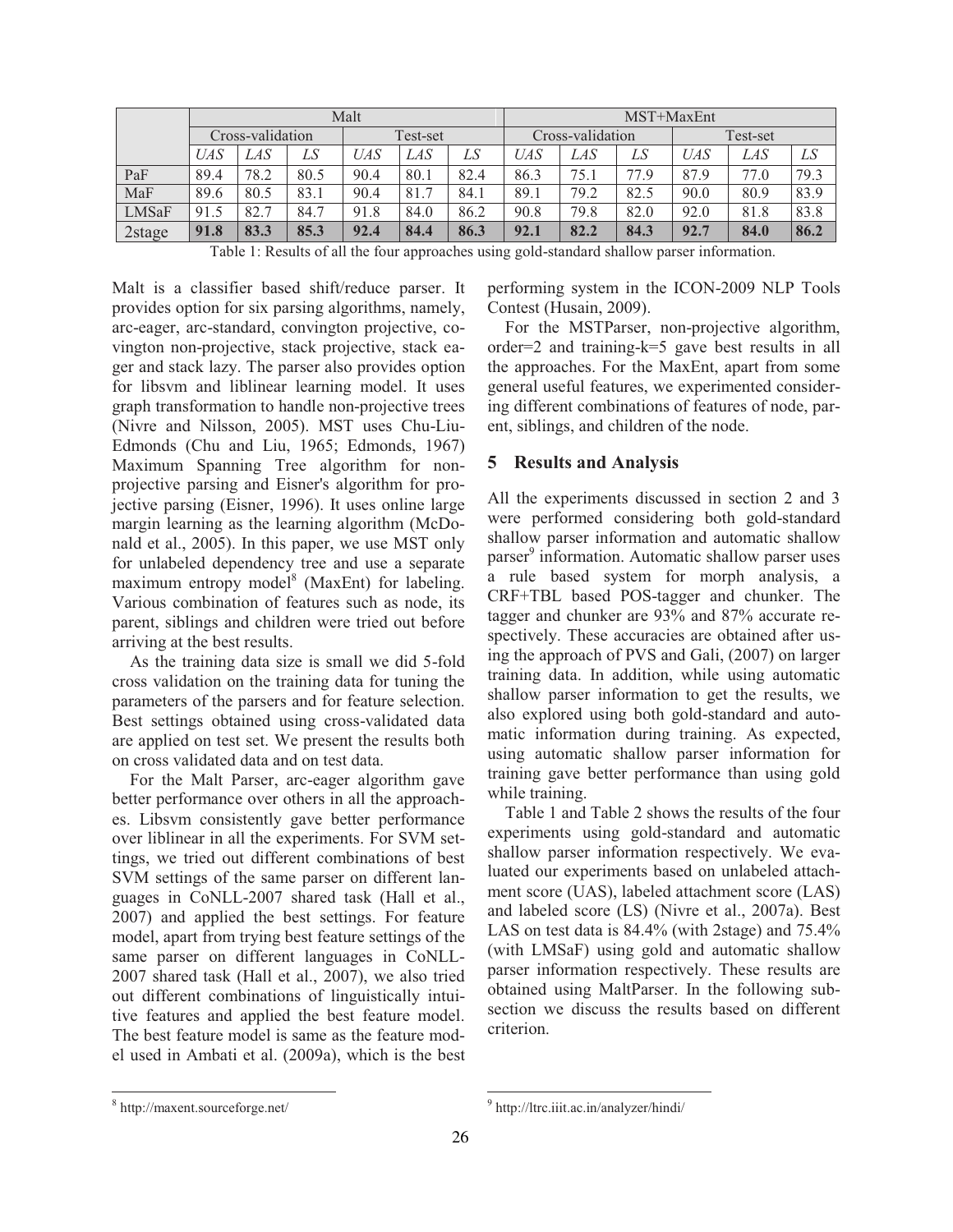| | Malt | | | | | | MST+MaxEnt | | | | | |
|---|---|---|---|---|---|---|---|---|---|---|---|---|
| | Cross-validation | | | Test-set | | | Cross-validation | | | Test-set | | |
| | *UAS* | *LAS* | *LS* | *UAS* | *LAS* | *LS* | *UAS* | *LAS* | *LS* | *UAS* | *LAS* | *LS* |
| PaF | 89.4 | 78.2 | 80.5 | 90.4 | 80.1 | 82.4 | 86.3 | 75.1 | 77.9 | 87.9 | 77.0 | 79.3 |
| MaF | 89.6 | 80.5 | 83.1 | 90.4 | 81.7 | 84.1 | 89.1 | 79.2 | 82.5 | 90.0 | 80.9 | 83.9 |
| LMSaF | 91.5 | 82.7 | 84.7 | 91.8 | 84.0 | 86.2 | 90.8 | 79.8 | 82.0 | 92.0 | 81.8 | 83.8 |
| 2stage | **91.8** | **83.3** | **85.3** | **92.4** | **84.4** | **86.3** | **92.1** | **82.2** | **84.3** | **92.7** | **84.0** | **86.2** |

Table 1: Results of all the four approaches using gold-standard shallow parser information.

Malt is a classifier based shift/reduce parser. It provides option for six parsing algorithms, namely, arc-eager, arc-standard, convington projective, covington non-projective, stack projective, stack eager and stack lazy. The parser also provides option for libsvm and liblinear learning model. It uses graph transformation to handle non-projective trees (Nivre and Nilsson, 2005). MST uses Chu-Liu-Edmonds (Chu and Liu, 1965; Edmonds, 1967) Maximum Spanning Tree algorithm for non-projective parsing and Eisner's algorithm for projective parsing (Eisner, 1996). It uses online large margin learning as the learning algorithm (McDonald et al., 2005). In this paper, we use MST only for unlabeled dependency tree and use a separate maximum entropy model[8] (MaxEnt) for labeling. Various combination of features such as node, its parent, siblings and children were tried out before arriving at the best results.

As the training data size is small we did 5-fold cross validation on the training data for tuning the parameters of the parsers and for feature selection. Best settings obtained using cross-validated data are applied on test set. We present the results both on cross validated data and on test data.

For the Malt Parser, arc-eager algorithm gave better performance over others in all the approaches. Libsvm consistently gave better performance over liblinear in all the experiments. For SVM settings, we tried out different combinations of best SVM settings of the same parser on different languages in CoNLL-2007 shared task (Hall et al., 2007) and applied the best settings. For feature model, apart from trying best feature settings of the same parser on different languages in CoNLL-2007 shared task (Hall et al., 2007), we also tried out different combinations of linguistically intuitive features and applied the best feature model. The best feature model is same as the feature model used in Ambati et al. (2009a), which is the best performing system in the ICON-2009 NLP Tools Contest (Husain, 2009).

For the MSTParser, non-projective algorithm, order=2 and training-k=5 gave best results in all the approaches. For the MaxEnt, apart from some general useful features, we experimented considering different combinations of features of node, parent, siblings, and children of the node.

## 5 Results and Analysis

All the experiments discussed in section 2 and 3 were performed considering both gold-standard shallow parser information and automatic shallow parser[9] information. Automatic shallow parser uses a rule based system for morph analysis, a CRF+TBL based POS-tagger and chunker. The tagger and chunker are 93% and 87% accurate respectively. These accuracies are obtained after using the approach of PVS and Gali, (2007) on larger training data. In addition, while using automatic shallow parser information to get the results, we also explored using both gold-standard and automatic information during training. As expected, using automatic shallow parser information for training gave better performance than using gold while training.

Table 1 and Table 2 shows the results of the four experiments using gold-standard and automatic shallow parser information respectively. We evaluated our experiments based on unlabeled attachment score (UAS), labeled attachment score (LAS) and labeled score (LS) (Nivre et al., 2007a). Best LAS on test data is 84.4% (with 2stage) and 75.4% (with LMSaF) using gold and automatic shallow parser information respectively. These results are obtained using MaltParser. In the following subsection we discuss the results based on different criterion.

[8] http://maxent.sourceforge.net/

[9] http://ltrc.iiit.ac.in/analyzer/hindi/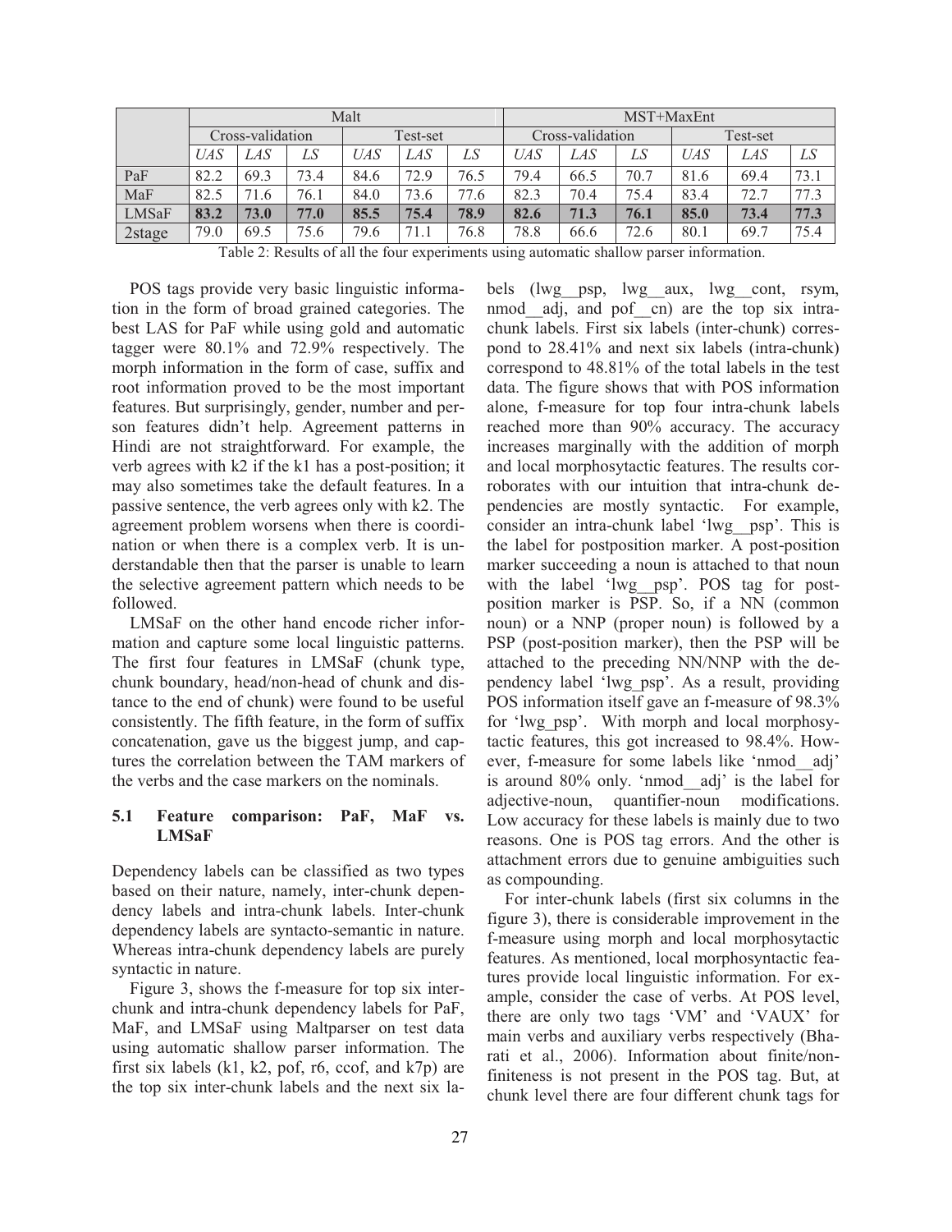| | Malt | | | | | | MST+MaxEnt | | | | | |
|---|---|---|---|---|---|---|---|---|---|---|---|---|
| | Cross-validation | | | Test-set | | | Cross-validation | | | Test-set | | |
| | *UAS* | *LAS* | *LS* | *UAS* | *LAS* | *LS* | *UAS* | *LAS* | *LS* | *UAS* | *LAS* | *LS* |
| PaF | 82.2 | 69.3 | 73.4 | 84.6 | 72.9 | 76.5 | 79.4 | 66.5 | 70.7 | 81.6 | 69.4 | 73.1 |
| MaF | 82.5 | 71.6 | 76.1 | 84.0 | 73.6 | 77.6 | 82.3 | 70.4 | 75.4 | 83.4 | 72.7 | 77.3 |
| LMSaF | **83.2** | **73.0** | **77.0** | **85.5** | **75.4** | **78.9** | **82.6** | **71.3** | **76.1** | **85.0** | **73.4** | **77.3** |
| 2stage | 79.0 | 69.5 | 75.6 | 79.6 | 71.1 | 76.8 | 78.8 | 66.6 | 72.6 | 80.1 | 69.7 | 75.4 |

Table 2: Results of all the four experiments using automatic shallow parser information.

POS tags provide very basic linguistic information in the form of broad grained categories. The best LAS for PaF while using gold and automatic tagger were 80.1% and 72.9% respectively. The morph information in the form of case, suffix and root information proved to be the most important features. But surprisingly, gender, number and person features didn't help. Agreement patterns in Hindi are not straightforward. For example, the verb agrees with k2 if the k1 has a post-position; it may also sometimes take the default features. In a passive sentence, the verb agrees only with k2. The agreement problem worsens when there is coordination or when there is a complex verb. It is understandable then that the parser is unable to learn the selective agreement pattern which needs to be followed.

LMSaF on the other hand encode richer information and capture some local linguistic patterns. The first four features in LMSaF (chunk type, chunk boundary, head/non-head of chunk and distance to the end of chunk) were found to be useful consistently. The fifth feature, in the form of suffix concatenation, gave us the biggest jump, and captures the correlation between the TAM markers of the verbs and the case markers on the nominals.

### 5.1 Feature comparison: PaF, MaF vs. LMSaF

Dependency labels can be classified as two types based on their nature, namely, inter-chunk dependency labels and intra-chunk labels. Inter-chunk dependency labels are syntacto-semantic in nature. Whereas intra-chunk dependency labels are purely syntactic in nature.

Figure 3, shows the f-measure for top six inter-chunk and intra-chunk dependency labels for PaF, MaF, and LMSaF using Maltparser on test data using automatic shallow parser information. The first six labels (k1, k2, pof, r6, ccof, and k7p) are the top six inter-chunk labels and the next six labels (lwg__psp, lwg__aux, lwg__cont, rsym, nmod__adj, and pof__cn) are the top six intra-chunk labels. First six labels (inter-chunk) correspond to 28.41% and next six labels (intra-chunk) correspond to 48.81% of the total labels in the test data. The figure shows that with POS information alone, f-measure for top four intra-chunk labels reached more than 90% accuracy. The accuracy increases marginally with the addition of morph and local morphosytactic features. The results corroborates with our intuition that intra-chunk dependencies are mostly syntactic. For example, consider an intra-chunk label 'lwg__psp'. This is the label for postposition marker. A post-position marker succeeding a noun is attached to that noun with the label 'lwg__psp'. POS tag for post-position marker is PSP. So, if a NN (common noun) or a NNP (proper noun) is followed by a PSP (post-position marker), then the PSP will be attached to the preceding NN/NNP with the dependency label 'lwg_psp'. As a result, providing POS information itself gave an f-measure of 98.3% for 'lwg_psp'. With morph and local morphosytactic features, this got increased to 98.4%. However, f-measure for some labels like 'nmod__adj' is around 80% only. 'nmod__adj' is the label for adjective-noun, quantifier-noun modifications. Low accuracy for these labels is mainly due to two reasons. One is POS tag errors. And the other is attachment errors due to genuine ambiguities such as compounding.

For inter-chunk labels (first six columns in the figure 3), there is considerable improvement in the f-measure using morph and local morphosytactic features. As mentioned, local morphosyntactic features provide local linguistic information. For example, consider the case of verbs. At POS level, there are only two tags 'VM' and 'VAUX' for main verbs and auxiliary verbs respectively (Bharati et al., 2006). Information about finite/non-finiteness is not present in the POS tag. But, at chunk level there are four different chunk tags for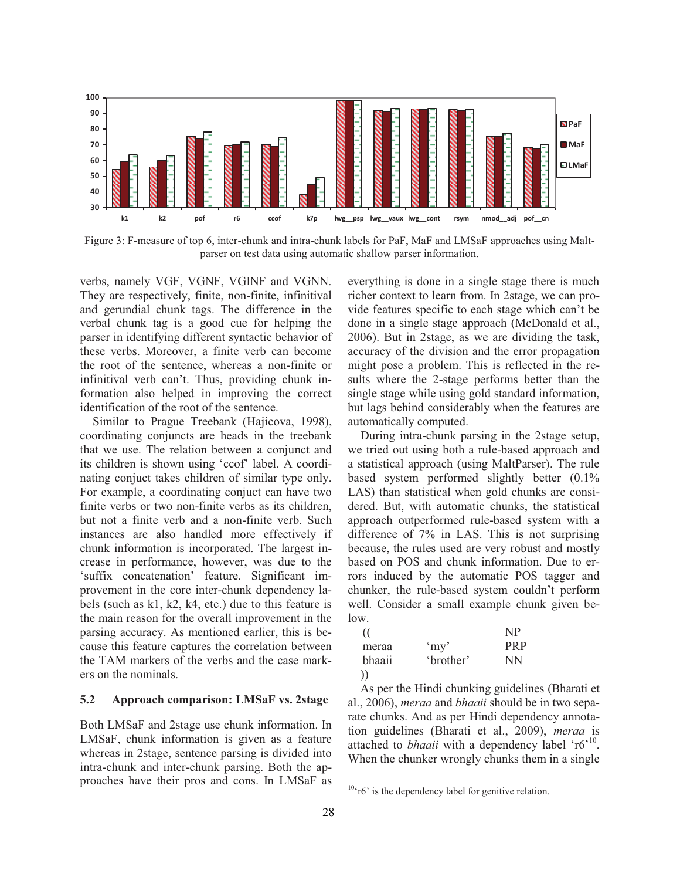Figure 3: F-measure of top 6, inter-chunk and intra-chunk labels for PaF, MaF and LMSaF approaches using Malt-parser on test data using automatic shallow parser information.

verbs, namely VGF, VGNF, VGINF and VGNN. They are respectively, finite, non-finite, infinitival and gerundial chunk tags. The difference in the verbal chunk tag is a good cue for helping the parser in identifying different syntactic behavior of these verbs. Moreover, a finite verb can become the root of the sentence, whereas a non-finite or infinitival verb can't. Thus, providing chunk information also helped in improving the correct identification of the root of the sentence.

Similar to Prague Treebank (Hajicova, 1998), coordinating conjuncts are heads in the treebank that we use. The relation between a conjunct and its children is shown using 'ccof' label. A coordinating conjuct takes children of similar type only. For example, a coordinating conjuct can have two finite verbs or two non-finite verbs as its children, but not a finite verb and a non-finite verb. Such instances are also handled more effectively if chunk information is incorporated. The largest increase in performance, however, was due to the 'suffix concatenation' feature. Significant improvement in the core inter-chunk dependency labels (such as k1, k2, k4, etc.) due to this feature is the main reason for the overall improvement in the parsing accuracy. As mentioned earlier, this is because this feature captures the correlation between the TAM markers of the verbs and the case markers on the nominals.

### 5.2 Approach comparison: LMSaF vs. 2stage

Both LMSaF and 2stage use chunk information. In LMSaF, chunk information is given as a feature whereas in 2stage, sentence parsing is divided into intra-chunk and inter-chunk parsing. Both the approaches have their pros and cons. In LMSaF as everything is done in a single stage there is much richer context to learn from. In 2stage, we can provide features specific to each stage which can't be done in a single stage approach (McDonald et al., 2006). But in 2stage, as we are dividing the task, accuracy of the division and the error propagation might pose a problem. This is reflected in the results where the 2-stage performs better than the single stage while using gold standard information, but lags behind considerably when the features are automatically computed.

During intra-chunk parsing in the 2stage setup, we tried out using both a rule-based approach and a statistical approach (using MaltParser). The rule based system performed slightly better (0.1% LAS) than statistical when gold chunks are considered. But, with automatic chunks, the statistical approach outperformed rule-based system with a difference of 7% in LAS. This is not surprising because, the rules used are very robust and mostly based on POS and chunk information. Due to errors induced by the automatic POS tagger and chunker, the rule-based system couldn't perform well. Consider a small example chunk given below.

```
((              NP
meraa  'my'     PRP
bhaaii 'brother' NN
))
```

As per the Hindi chunking guidelines (Bharati et al., 2006), *meraa* and *bhaaii* should be in two separate chunks. And as per Hindi dependency annotation guidelines (Bharati et al., 2009), *meraa* is attached to *bhaaii* with a dependency label 'r6'[10]. When the chunker wrongly chunks them in a single

[10] 'r6' is the dependency label for genitive relation.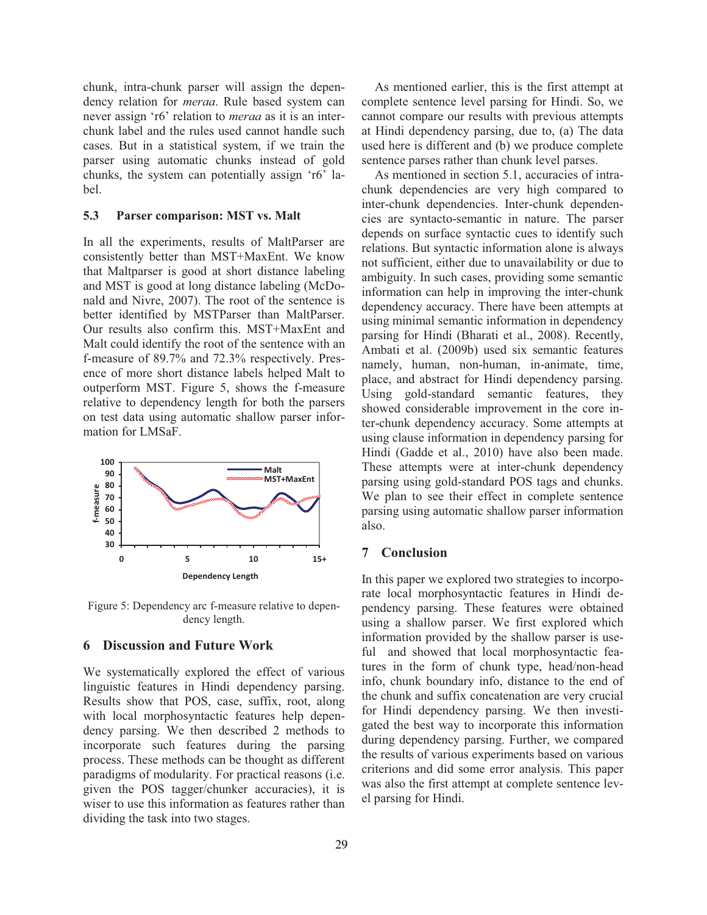chunk, intra-chunk parser will assign the dependency relation for *meraa*. Rule based system can never assign 'r6' relation to *meraa* as it is an inter-chunk label and the rules used cannot handle such cases. But in a statistical system, if we train the parser using automatic chunks instead of gold chunks, the system can potentially assign 'r6' label.

### 5.3 Parser comparison: MST vs. Malt

In all the experiments, results of MaltParser are consistently better than MST+MaxEnt. We know that Maltparser is good at short distance labeling and MST is good at long distance labeling (McDonald and Nivre, 2007). The root of the sentence is better identified by MSTParser than MaltParser. Our results also confirm this. MST+MaxEnt and Malt could identify the root of the sentence with an f-measure of 89.7% and 72.3% respectively. Presence of more short distance labels helped Malt to outperform MST. Figure 5, shows the f-measure relative to dependency length for both the parsers on test data using automatic shallow parser information for LMSaF.

Figure 5: Dependency arc f-measure relative to dependency length.

## 6 Discussion and Future Work

We systematically explored the effect of various linguistic features in Hindi dependency parsing. Results show that POS, case, suffix, root, along with local morphosyntactic features help dependency parsing. We then described 2 methods to incorporate such features during the parsing process. These methods can be thought as different paradigms of modularity. For practical reasons (i.e. given the POS tagger/chunker accuracies), it is wiser to use this information as features rather than dividing the task into two stages.

As mentioned earlier, this is the first attempt at complete sentence level parsing for Hindi. So, we cannot compare our results with previous attempts at Hindi dependency parsing, due to, (a) The data used here is different and (b) we produce complete sentence parses rather than chunk level parses.

As mentioned in section 5.1, accuracies of intra-chunk dependencies are very high compared to inter-chunk dependencies. Inter-chunk dependencies are syntacto-semantic in nature. The parser depends on surface syntactic cues to identify such relations. But syntactic information alone is always not sufficient, either due to unavailability or due to ambiguity. In such cases, providing some semantic information can help in improving the inter-chunk dependency accuracy. There have been attempts at using minimal semantic information in dependency parsing for Hindi (Bharati et al., 2008). Recently, Ambati et al. (2009b) used six semantic features namely, human, non-human, in-animate, time, place, and abstract for Hindi dependency parsing. Using gold-standard semantic features, they showed considerable improvement in the core inter-chunk dependency accuracy. Some attempts at using clause information in dependency parsing for Hindi (Gadde et al., 2010) have also been made. These attempts were at inter-chunk dependency parsing using gold-standard POS tags and chunks. We plan to see their effect in complete sentence parsing using automatic shallow parser information also.

## 7 Conclusion

In this paper we explored two strategies to incorporate local morphosyntactic features in Hindi dependency parsing. These features were obtained using a shallow parser. We first explored which information provided by the shallow parser is useful and showed that local morphosyntactic features in the form of chunk type, head/non-head info, chunk boundary info, distance to the end of the chunk and suffix concatenation are very crucial for Hindi dependency parsing. We then investigated the best way to incorporate this information during dependency parsing. Further, we compared the results of various experiments based on various criterions and did some error analysis. This paper was also the first attempt at complete sentence level parsing for Hindi.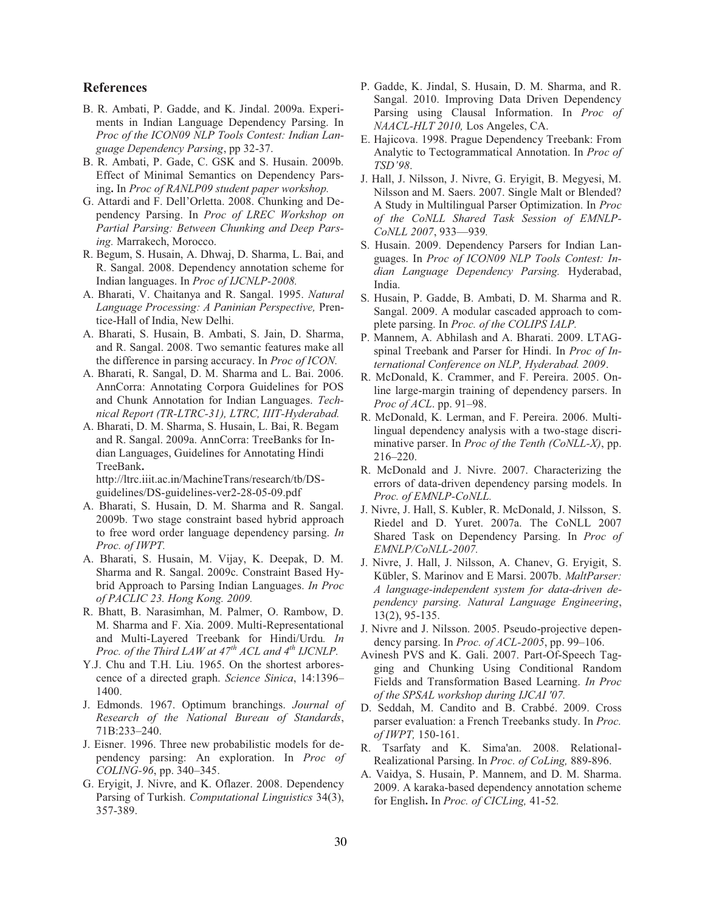## References

B. R. Ambati, P. Gadde, and K. Jindal. 2009a. Experiments in Indian Language Dependency Parsing. In *Proc of the ICON09 NLP Tools Contest: Indian Language Dependency Parsing*, pp 32-37.

B. R. Ambati, P. Gade, C. GSK and S. Husain. 2009b. Effect of Minimal Semantics on Dependency Parsing**.** In *Proc of RANLP09 student paper workshop.*

G. Attardi and F. Dell'Orletta. 2008. Chunking and Dependency Parsing. In *Proc of LREC Workshop on Partial Parsing: Between Chunking and Deep Parsing.* Marrakech, Morocco.

R. Begum, S. Husain, A. Dhwaj, D. Sharma, L. Bai, and R. Sangal. 2008. Dependency annotation scheme for Indian languages. In *Proc of IJCNLP-2008.*

A. Bharati, V. Chaitanya and R. Sangal. 1995. *Natural Language Processing: A Paninian Perspective,* Prentice-Hall of India, New Delhi.

A. Bharati, S. Husain, B. Ambati, S. Jain, D. Sharma, and R. Sangal. 2008. Two semantic features make all the difference in parsing accuracy. In *Proc of ICON.*

A. Bharati, R. Sangal, D. M. Sharma and L. Bai. 2006. AnnCorra: Annotating Corpora Guidelines for POS and Chunk Annotation for Indian Languages. *Technical Report (TR-LTRC-31), LTRC, IIIT-Hyderabad.*

A. Bharati, D. M. Sharma, S. Husain, L. Bai, R. Begam and R. Sangal. 2009a. AnnCorra: TreeBanks for Indian Languages, Guidelines for Annotating Hindi TreeBank**.** http://ltrc.iiit.ac.in/MachineTrans/research/tb/DS-guidelines/DS-guidelines-ver2-28-05-09.pdf

A. Bharati, S. Husain, D. M. Sharma and R. Sangal. 2009b. Two stage constraint based hybrid approach to free word order language dependency parsing. *In Proc. of IWPT.*

A. Bharati, S. Husain, M. Vijay, K. Deepak, D. M. Sharma and R. Sangal. 2009c. Constraint Based Hybrid Approach to Parsing Indian Languages. *In Proc of PACLIC 23. Hong Kong. 2009.*

R. Bhatt, B. Narasimhan, M. Palmer, O. Rambow, D. M. Sharma and F. Xia. 2009. Multi-Representational and Multi-Layered Treebank for Hindi/Urdu*. In Proc. of the Third LAW at 47th ACL and 4th IJCNLP.*

Y.J. Chu and T.H. Liu. 1965. On the shortest arborescence of a directed graph. *Science Sinica*, 14:1396–1400.

J. Edmonds. 1967. Optimum branchings. *Journal of Research of the National Bureau of Standards*, 71B:233–240.

J. Eisner. 1996. Three new probabilistic models for dependency parsing: An exploration. In *Proc of COLING-96*, pp. 340–345.

G. Eryigit, J. Nivre, and K. Oflazer. 2008. Dependency Parsing of Turkish. *Computational Linguistics* 34(3), 357-389.

P. Gadde, K. Jindal, S. Husain, D. M. Sharma, and R. Sangal. 2010. Improving Data Driven Dependency Parsing using Clausal Information. In *Proc of NAACL-HLT 2010,* Los Angeles, CA.

E. Hajicova. 1998. Prague Dependency Treebank: From Analytic to Tectogrammatical Annotation. In *Proc of TSD'98*.

J. Hall, J. Nilsson, J. Nivre, G. Eryigit, B. Megyesi, M. Nilsson and M. Saers. 2007. Single Malt or Blended? A Study in Multilingual Parser Optimization. In *Proc of the CoNLL Shared Task Session of EMNLP-CoNLL 2007*, 933—939.

S. Husain. 2009. Dependency Parsers for Indian Languages. In *Proc of ICON09 NLP Tools Contest: Indian Language Dependency Parsing.* Hyderabad, India.

S. Husain, P. Gadde, B. Ambati, D. M. Sharma and R. Sangal. 2009. A modular cascaded approach to complete parsing. In *Proc. of the COLIPS IALP.*

P. Mannem, A. Abhilash and A. Bharati. 2009. LTAG-spinal Treebank and Parser for Hindi. In *Proc of International Conference on NLP, Hyderabad. 2009*.

R. McDonald, K. Crammer, and F. Pereira. 2005. Online large-margin training of dependency parsers. In *Proc of ACL*. pp. 91–98.

R. McDonald, K. Lerman, and F. Pereira. 2006. Multilingual dependency analysis with a two-stage discriminative parser. In *Proc of the Tenth (CoNLL-X)*, pp. 216–220.

R. McDonald and J. Nivre. 2007. Characterizing the errors of data-driven dependency parsing models. In *Proc. of EMNLP-CoNLL.*

J. Nivre, J. Hall, S. Kubler, R. McDonald, J. Nilsson, S. Riedel and D. Yuret. 2007a. The CoNLL 2007 Shared Task on Dependency Parsing. In *Proc of EMNLP/CoNLL-2007.*

J. Nivre, J. Hall, J. Nilsson, A. Chanev, G. Eryigit, S. Kübler, S. Marinov and E Marsi. 2007b. *MaltParser: A language-independent system for data-driven dependency parsing. Natural Language Engineering*, 13(2), 95-135.

J. Nivre and J. Nilsson. 2005. Pseudo-projective dependency parsing. In *Proc. of ACL-2005*, pp. 99–106.

Avinesh PVS and K. Gali. 2007. Part-Of-Speech Tagging and Chunking Using Conditional Random Fields and Transformation Based Learning. *In Proc of the SPSAL workshop during IJCAI '07.*

D. Seddah, M. Candito and B. Crabbé. 2009. Cross parser evaluation: a French Treebanks study. In *Proc. of IWPT,* 150-161.

R. Tsarfaty and K. Sima'an. 2008. Relational-Realizational Parsing. In *Proc. of CoLing,* 889-896.

A. Vaidya, S. Husain, P. Mannem, and D. M. Sharma. 2009. A karaka-based dependency annotation scheme for English**.** In *Proc. of CICLing,* 41-52*.*